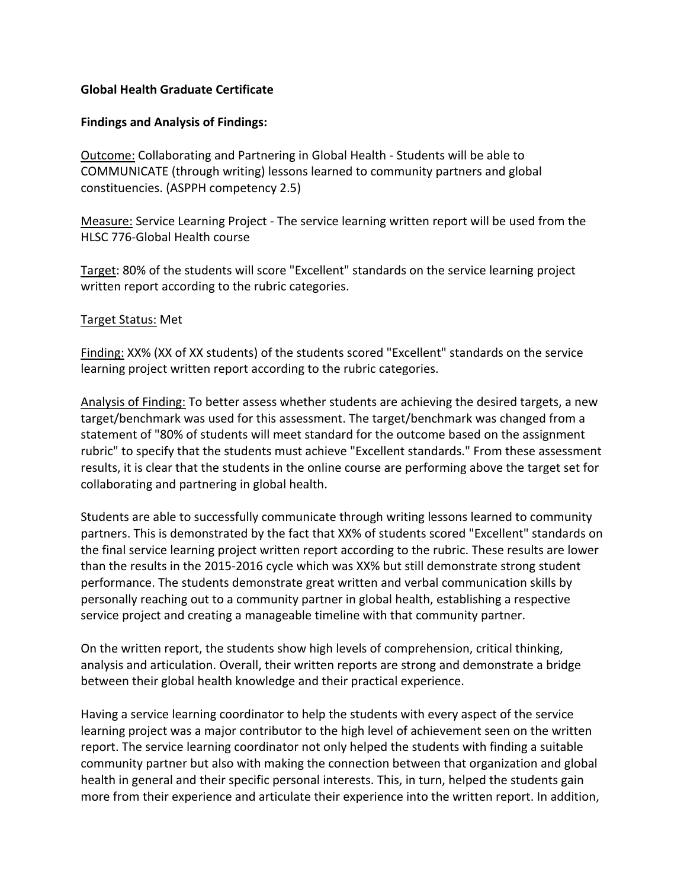**Global Health Graduate Certificate**

**Findings and Analysis of Findings:**

Outcome: Collaborating and Partnering in Global Health - Students will be able to COMMUNICATE (through writing) lessons learned to community partners and global constituencies. (ASPPH competency 2.5)

Measure: Service Learning Project - The service learning written report will be used from the HLSC 776-Global Health course

Target: 80% of the students will score "Excellent" standards on the service learning project written report according to the rubric categories.

Target Status: Met

Finding: XX% (XX of XX students) of the students scored "Excellent" standards on the service learning project written report according to the rubric categories.

Analysis of Finding: To better assess whether students are achieving the desired targets, a new target/benchmark was used for this assessment. The target/benchmark was changed from a statement of "80% of students will meet standard for the outcome based on the assignment rubric" to specify that the students must achieve "Excellent standards." From these assessment results, it is clear that the students in the online course are performing above the target set for collaborating and partnering in global health.

Students are able to successfully communicate through writing lessons learned to community partners. This is demonstrated by the fact that XX% of students scored "Excellent" standards on the final service learning project written report according to the rubric. These results are lower than the results in the 2015-2016 cycle which was XX% but still demonstrate strong student performance. The students demonstrate great written and verbal communication skills by personally reaching out to a community partner in global health, establishing a respective service project and creating a manageable timeline with that community partner.

On the written report, the students show high levels of comprehension, critical thinking, analysis and articulation. Overall, their written reports are strong and demonstrate a bridge between their global health knowledge and their practical experience.

Having a service learning coordinator to help the students with every aspect of the service learning project was a major contributor to the high level of achievement seen on the written report. The service learning coordinator not only helped the students with finding a suitable community partner but also with making the connection between that organization and global health in general and their specific personal interests. This, in turn, helped the students gain more from their experience and articulate their experience into the written report. In addition,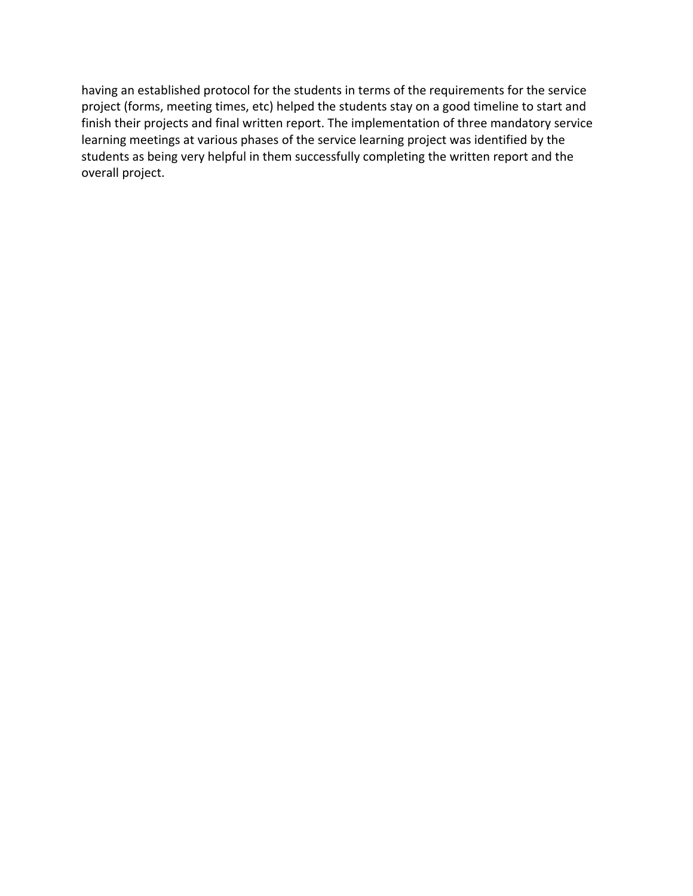having an established protocol for the students in terms of the requirements for the service project (forms, meeting times, etc) helped the students stay on a good timeline to start and finish their projects and final written report. The implementation of three mandatory service learning meetings at various phases of the service learning project was identified by the students as being very helpful in them successfully completing the written report and the overall project.